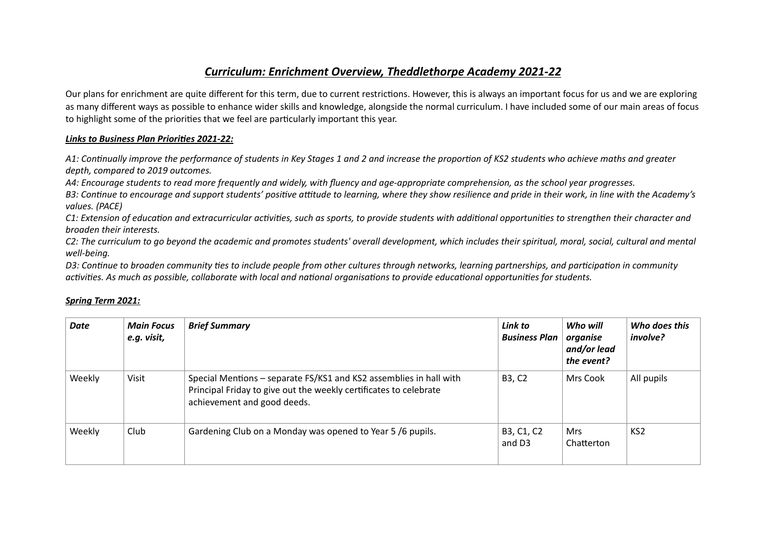# *Curriculum: Enrichment Overview, Theddlethorpe Academy 2021-22*

Our plans for enrichment are quite different for this term, due to current restrictions. However, this is always an important focus for us and we are exploring as many different ways as possible to enhance wider skills and knowledge, alongside the normal curriculum. I have included some of our main areas of focus to highlight some of the priorities that we feel are particularly important this year.

***Links to Business Plan Priorities 2021-22:***

*A1: Continually improve the performance of students in Key Stages 1 and 2 and increase the proportion of KS2 students who achieve maths and greater depth, compared to 2019 outcomes.*
*A4: Encourage students to read more frequently and widely, with fluency and age-appropriate comprehension, as the school year progresses.*
*B3: Continue to encourage and support students' positive attitude to learning, where they show resilience and pride in their work, in line with the Academy's values. (PACE)*
*C1: Extension of education and extracurricular activities, such as sports, to provide students with additional opportunities to strengthen their character and broaden their interests.*
*C2: The curriculum to go beyond the academic and promotes students' overall development, which includes their spiritual, moral, social, cultural and mental well-being.*
*D3: Continue to broaden community ties to include people from other cultures through networks, learning partnerships, and participation in community activities. As much as possible, collaborate with local and national organisations to provide educational opportunities for students.*

***Spring Term 2021:***

| ***Date*** | ***Main Focus e.g. visit,*** | ***Brief Summary*** | ***Link to Business Plan*** | ***Who will organise and/or lead the event?*** | ***Who does this involve?*** |
|---|---|---|---|---|---|
| Weekly | Visit | Special Mentions – separate FS/KS1 and KS2 assemblies in hall with Principal Friday to give out the weekly certificates to celebrate achievement and good deeds. | B3, C2 | Mrs Cook | All pupils |
| Weekly | Club | Gardening Club on a Monday was opened to Year 5 /6 pupils. | B3, C1, C2 and D3 | Mrs Chatterton | KS2 |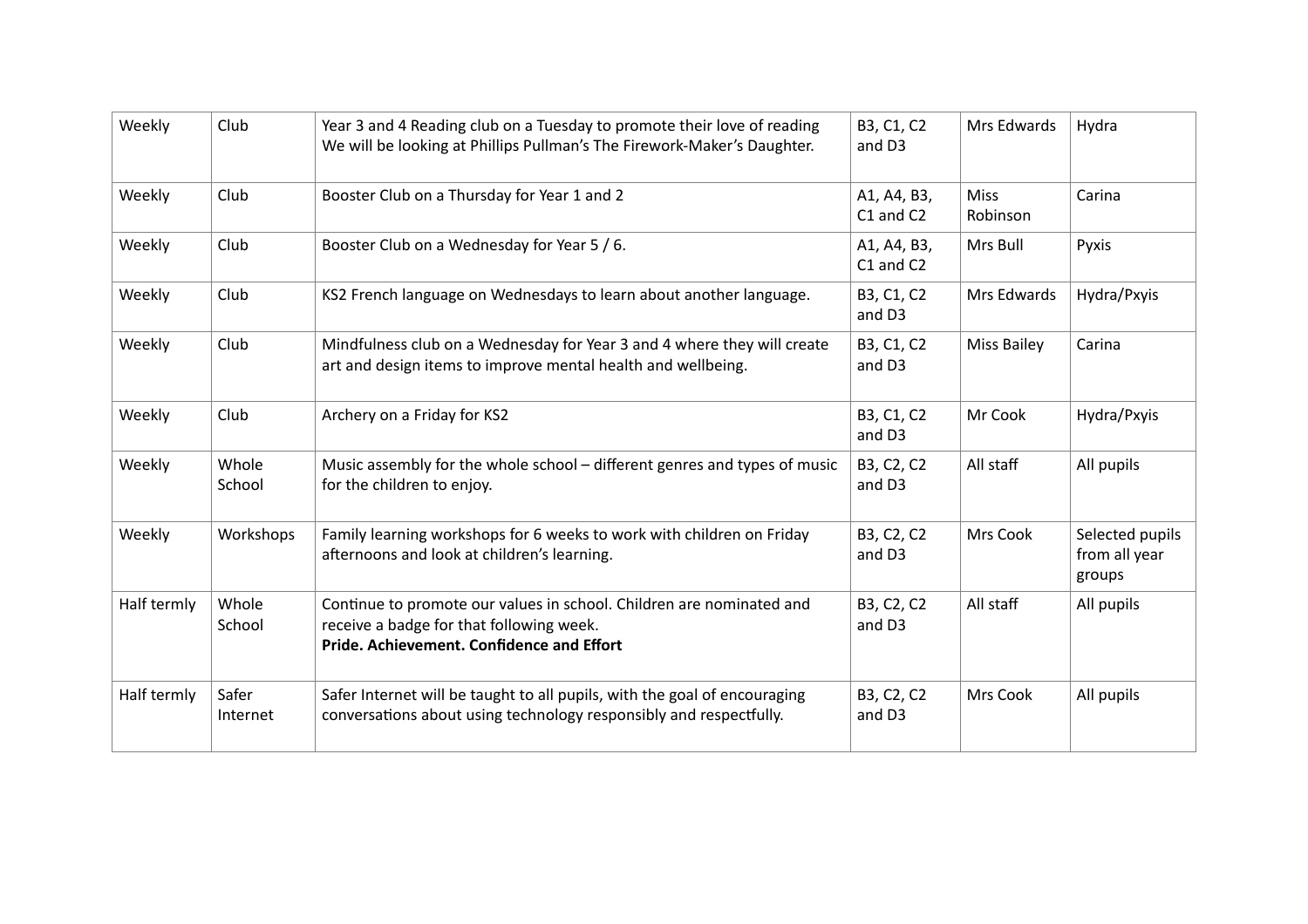| Weekly | Club | Year 3 and 4 Reading club on a Tuesday to promote their love of reading We will be looking at Phillips Pullman's The Firework-Maker's Daughter. | B3, C1, C2 and D3 | Mrs Edwards | Hydra |
|---|---|---|---|---|---|
| Weekly | Club | Booster Club on a Thursday for Year 1 and 2 | A1, A4, B3, C1 and C2 | Miss Robinson | Carina |
| Weekly | Club | Booster Club on a Wednesday for Year 5 / 6. | A1, A4, B3, C1 and C2 | Mrs Bull | Pyxis |
| Weekly | Club | KS2 French language on Wednesdays to learn about another language. | B3, C1, C2 and D3 | Mrs Edwards | Hydra/Pxyis |
| Weekly | Club | Mindfulness club on a Wednesday for Year 3 and 4 where they will create art and design items to improve mental health and wellbeing. | B3, C1, C2 and D3 | Miss Bailey | Carina |
| Weekly | Club | Archery on a Friday for KS2 | B3, C1, C2 and D3 | Mr Cook | Hydra/Pxyis |
| Weekly | Whole School | Music assembly for the whole school – different genres and types of music for the children to enjoy. | B3, C2, C2 and D3 | All staff | All pupils |
| Weekly | Workshops | Family learning workshops for 6 weeks to work with children on Friday afternoons and look at children's learning. | B3, C2, C2 and D3 | Mrs Cook | Selected pupils from all year groups |
| Half termly | Whole School | Continue to promote our values in school. Children are nominated and receive a badge for that following week. **Pride. Achievement. Confidence and Effort** | B3, C2, C2 and D3 | All staff | All pupils |
| Half termly | Safer Internet | Safer Internet will be taught to all pupils, with the goal of encouraging conversations about using technology responsibly and respectfully. | B3, C2, C2 and D3 | Mrs Cook | All pupils |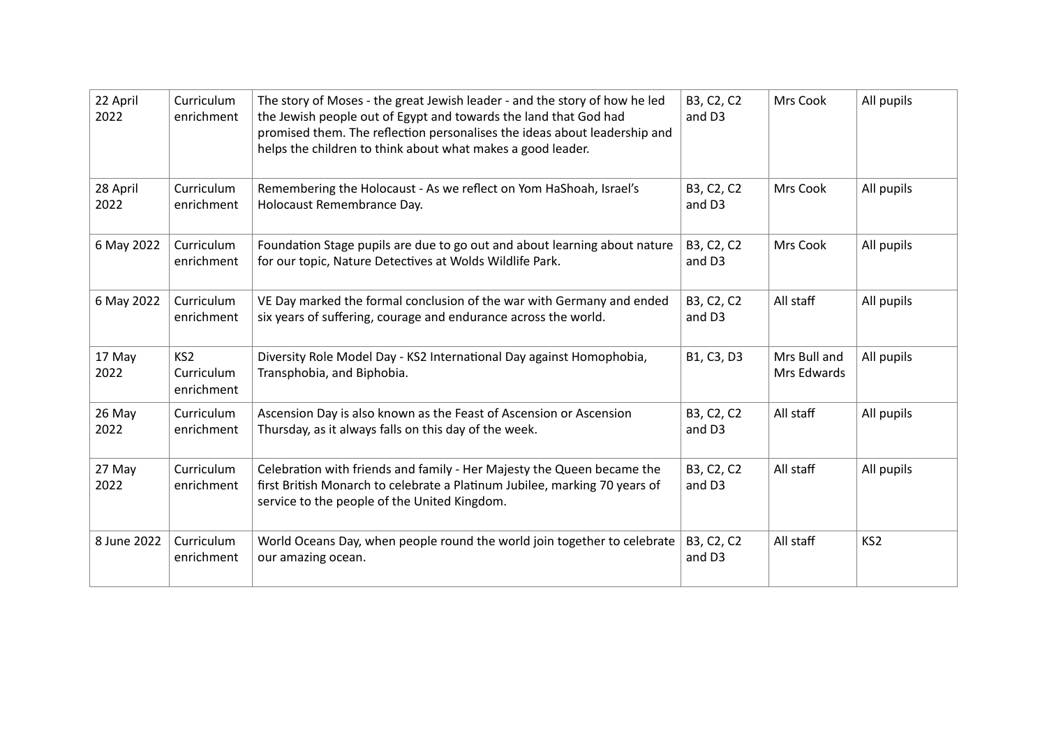| | | | | | |
|---|---|---|---|---|---|
| 22 April 2022 | Curriculum enrichment | The story of Moses - the great Jewish leader - and the story of how he led the Jewish people out of Egypt and towards the land that God had promised them. The reflection personalises the ideas about leadership and helps the children to think about what makes a good leader. | B3, C2, C2 and D3 | Mrs Cook | All pupils |
| 28 April 2022 | Curriculum enrichment | Remembering the Holocaust - As we reflect on Yom HaShoah, Israel's Holocaust Remembrance Day. | B3, C2, C2 and D3 | Mrs Cook | All pupils |
| 6 May 2022 | Curriculum enrichment | Foundation Stage pupils are due to go out and about learning about nature for our topic, Nature Detectives at Wolds Wildlife Park. | B3, C2, C2 and D3 | Mrs Cook | All pupils |
| 6 May 2022 | Curriculum enrichment | VE Day marked the formal conclusion of the war with Germany and ended six years of suffering, courage and endurance across the world. | B3, C2, C2 and D3 | All staff | All pupils |
| 17 May 2022 | KS2 Curriculum enrichment | Diversity Role Model Day - KS2 International Day against Homophobia, Transphobia, and Biphobia. | B1, C3, D3 | Mrs Bull and Mrs Edwards | All pupils |
| 26 May 2022 | Curriculum enrichment | Ascension Day is also known as the Feast of Ascension or Ascension Thursday, as it always falls on this day of the week. | B3, C2, C2 and D3 | All staff | All pupils |
| 27 May 2022 | Curriculum enrichment | Celebration with friends and family - Her Majesty the Queen became the first British Monarch to celebrate a Platinum Jubilee, marking 70 years of service to the people of the United Kingdom. | B3, C2, C2 and D3 | All staff | All pupils |
| 8 June 2022 | Curriculum enrichment | World Oceans Day, when people round the world join together to celebrate our amazing ocean. | B3, C2, C2 and D3 | All staff | KS2 |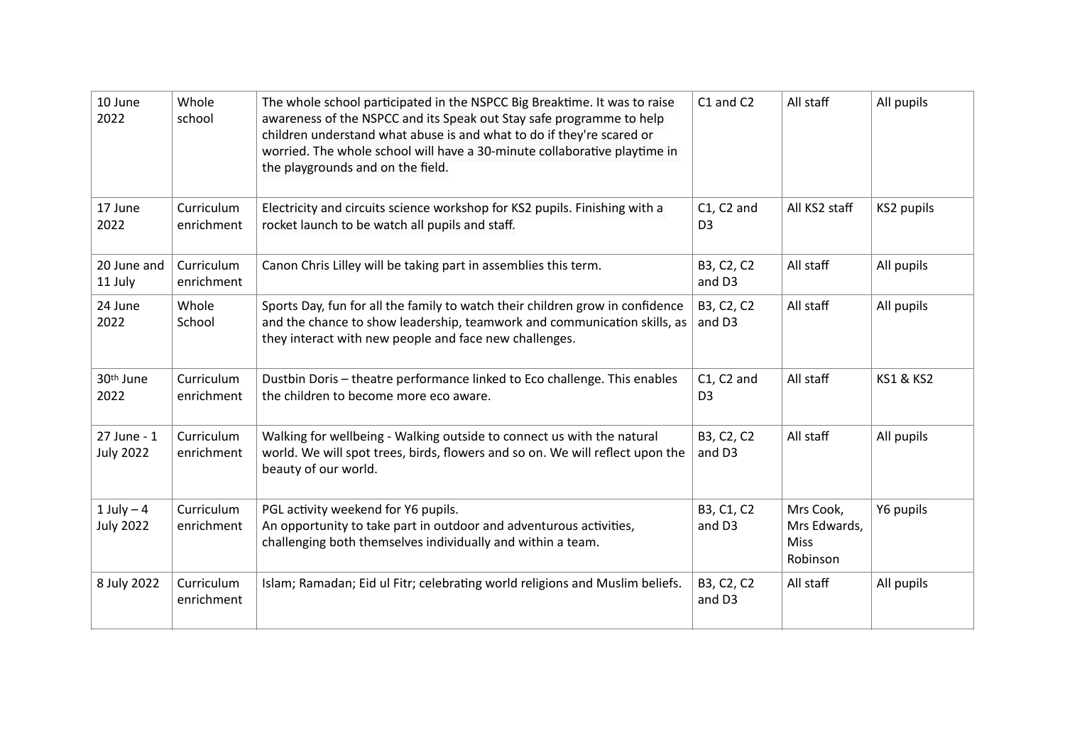| | | | | | |
|---|---|---|---|---|---|
| 10 June 2022 | Whole school | The whole school participated in the NSPCC Big Breaktime. It was to raise awareness of the NSPCC and its Speak out Stay safe programme to help children understand what abuse is and what to do if they're scared or worried. The whole school will have a 30-minute collaborative playtime in the playgrounds and on the field. | C1 and C2 | All staff | All pupils |
| 17 June 2022 | Curriculum enrichment | Electricity and circuits science workshop for KS2 pupils. Finishing with a rocket launch to be watch all pupils and staff. | C1, C2 and D3 | All KS2 staff | KS2 pupils |
| 20 June and 11 July | Curriculum enrichment | Canon Chris Lilley will be taking part in assemblies this term. | B3, C2, C2 and D3 | All staff | All pupils |
| 24 June 2022 | Whole School | Sports Day, fun for all the family to watch their children grow in confidence and the chance to show leadership, teamwork and communication skills, as they interact with new people and face new challenges. | B3, C2, C2 and D3 | All staff | All pupils |
| 30th June 2022 | Curriculum enrichment | Dustbin Doris – theatre performance linked to Eco challenge. This enables the children to become more eco aware. | C1, C2 and D3 | All staff | KS1 & KS2 |
| 27 June - 1 July 2022 | Curriculum enrichment | Walking for wellbeing - Walking outside to connect us with the natural world. We will spot trees, birds, flowers and so on. We will reflect upon the beauty of our world. | B3, C2, C2 and D3 | All staff | All pupils |
| 1 July – 4 July 2022 | Curriculum enrichment | PGL activity weekend for Y6 pupils. An opportunity to take part in outdoor and adventurous activities, challenging both themselves individually and within a team. | B3, C1, C2 and D3 | Mrs Cook, Mrs Edwards, Miss Robinson | Y6 pupils |
| 8 July 2022 | Curriculum enrichment | Islam; Ramadan; Eid ul Fitr; celebrating world religions and Muslim beliefs. | B3, C2, C2 and D3 | All staff | All pupils |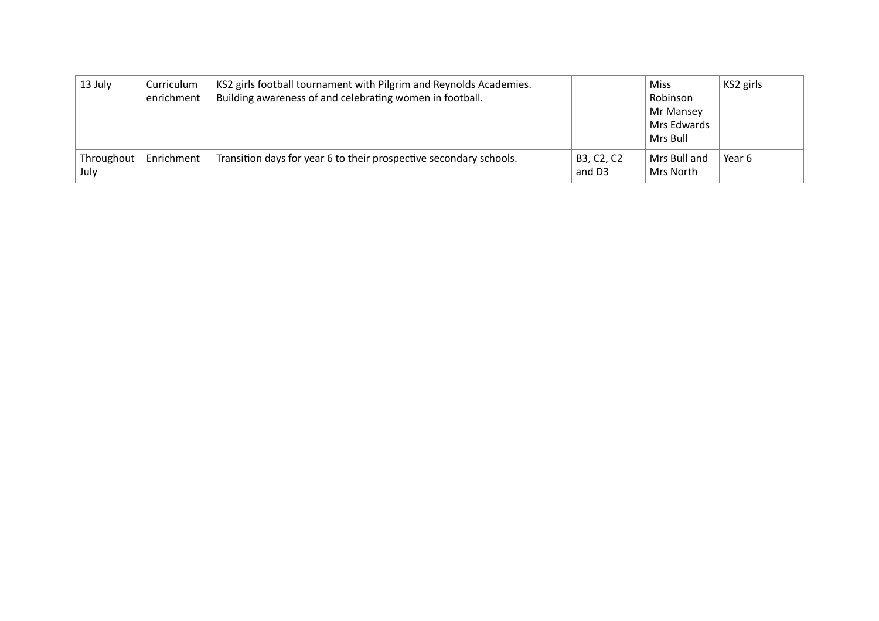| | | | | | |
|---|---|---|---|---|---|
| 13 July | Curriculum enrichment | KS2 girls football tournament with Pilgrim and Reynolds Academies. Building awareness of and celebrating women in football. | | Miss Robinson Mr Mansey Mrs Edwards Mrs Bull | KS2 girls |
| Throughout July | Enrichment | Transition days for year 6 to their prospective secondary schools. | B3, C2, C2 and D3 | Mrs Bull and Mrs North | Year 6 |